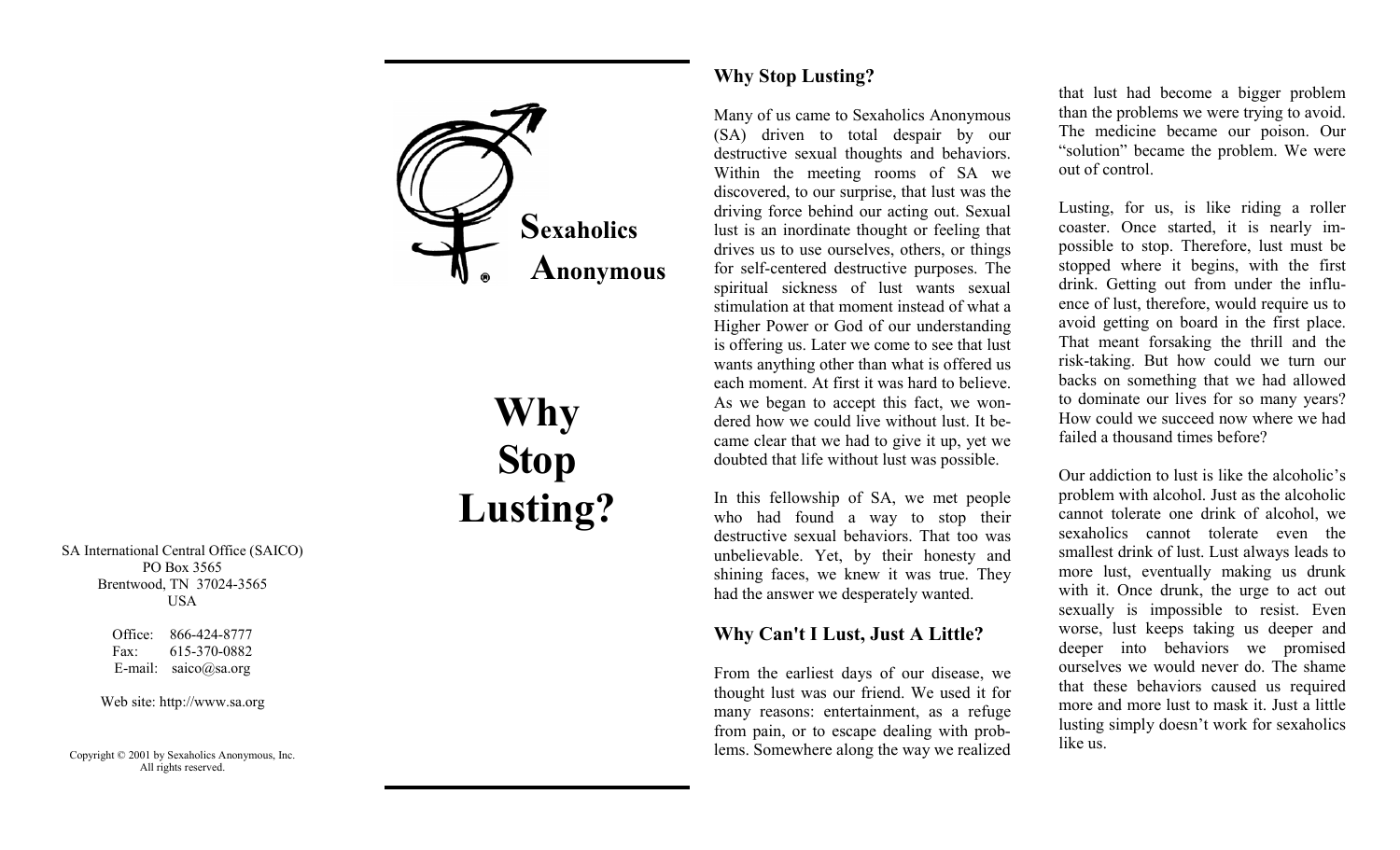SA International Central Office (SAICO)
PO Box 3565
Brentwood, TN 37024-3565
USA

Office: 866-424-8777
Fax: 615-370-0882
E-mail: saico@sa.org

Web site: http://www.sa.org

Copyright © 2001 by Sexaholics Anonymous, Inc.
All rights reserved.

**Sexaholics Anonymous**

# Why Stop Lusting?

## Why Stop Lusting?

Many of us came to Sexaholics Anonymous (SA) driven to total despair by our destructive sexual thoughts and behaviors. Within the meeting rooms of SA we discovered, to our surprise, that lust was the driving force behind our acting out. Sexual lust is an inordinate thought or feeling that drives us to use ourselves, others, or things for self-centered destructive purposes. The spiritual sickness of lust wants sexual stimulation at that moment instead of what a Higher Power or God of our understanding is offering us. Later we come to see that lust wants anything other than what is offered us each moment. At first it was hard to believe. As we began to accept this fact, we wondered how we could live without lust. It became clear that we had to give it up, yet we doubted that life without lust was possible.

In this fellowship of SA, we met people who had found a way to stop their destructive sexual behaviors. That too was unbelievable. Yet, by their honesty and shining faces, we knew it was true. They had the answer we desperately wanted.

## Why Can't I Lust, Just A Little?

From the earliest days of our disease, we thought lust was our friend. We used it for many reasons: entertainment, as a refuge from pain, or to escape dealing with problems. Somewhere along the way we realized that lust had become a bigger problem than the problems we were trying to avoid. The medicine became our poison. Our "solution" became the problem. We were out of control.

Lusting, for us, is like riding a roller coaster. Once started, it is nearly impossible to stop. Therefore, lust must be stopped where it begins, with the first drink. Getting out from under the influence of lust, therefore, would require us to avoid getting on board in the first place. That meant forsaking the thrill and the risk-taking. But how could we turn our backs on something that we had allowed to dominate our lives for so many years? How could we succeed now where we had failed a thousand times before?

Our addiction to lust is like the alcoholic's problem with alcohol. Just as the alcoholic cannot tolerate one drink of alcohol, we sexaholics cannot tolerate even the smallest drink of lust. Lust always leads to more lust, eventually making us drunk with it. Once drunk, the urge to act out sexually is impossible to resist. Even worse, lust keeps taking us deeper and deeper into behaviors we promised ourselves we would never do. The shame that these behaviors caused us required more and more lust to mask it. Just a little lusting simply doesn't work for sexaholics like us.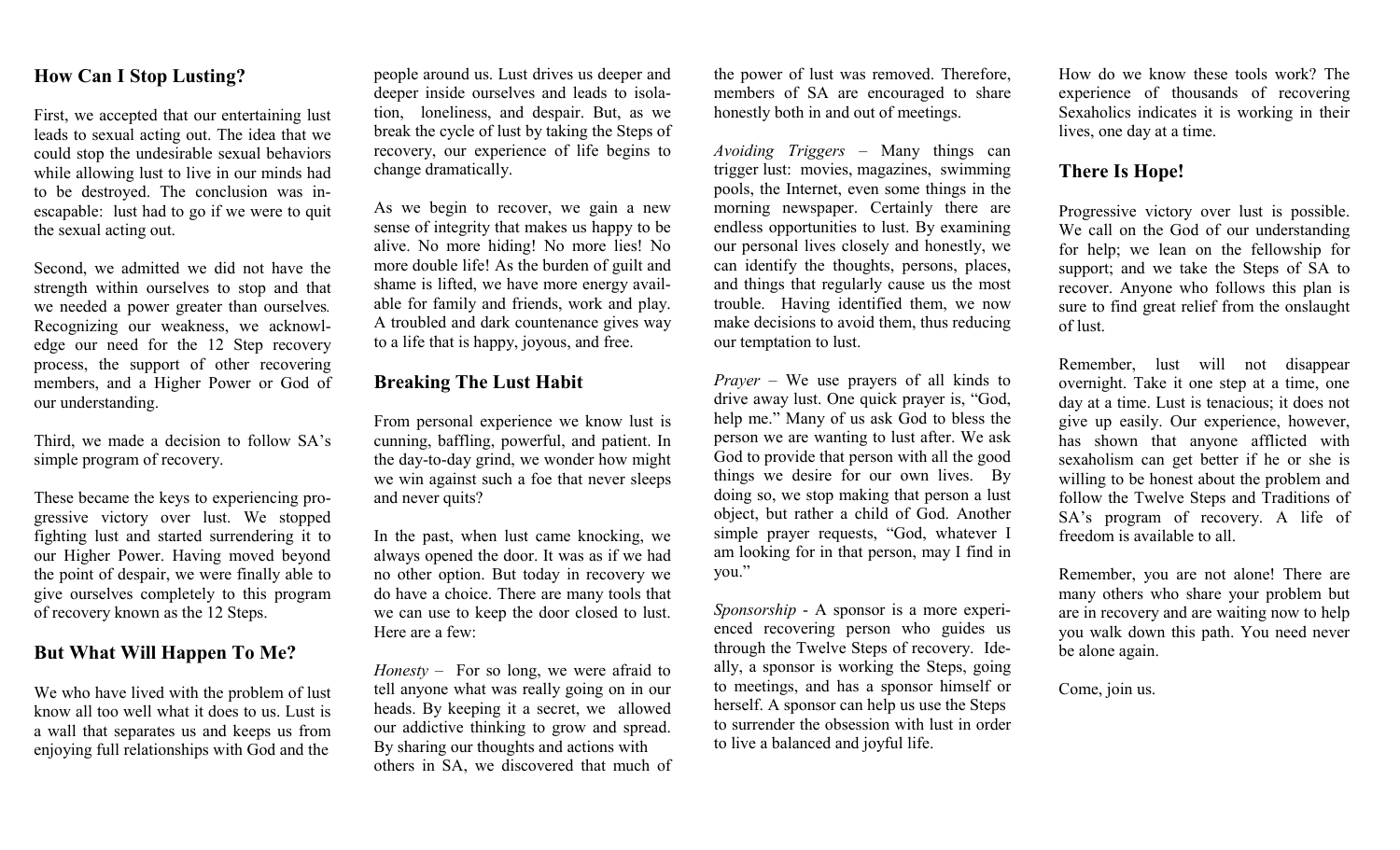## How Can I Stop Lusting?

First, we accepted that our entertaining lust leads to sexual acting out. The idea that we could stop the undesirable sexual behaviors while allowing lust to live in our minds had to be destroyed. The conclusion was inescapable: lust had to go if we were to quit the sexual acting out.

Second, we admitted we did not have the strength within ourselves to stop and that we needed a power greater than ourselves. Recognizing our weakness, we acknowledge our need for the 12 Step recovery process, the support of other recovering members, and a Higher Power or God of our understanding.

Third, we made a decision to follow SA's simple program of recovery.

These became the keys to experiencing progressive victory over lust. We stopped fighting lust and started surrendering it to our Higher Power. Having moved beyond the point of despair, we were finally able to give ourselves completely to this program of recovery known as the 12 Steps.

## But What Will Happen To Me?

We who have lived with the problem of lust know all too well what it does to us. Lust is a wall that separates us and keeps us from enjoying full relationships with God and the people around us. Lust drives us deeper and deeper inside ourselves and leads to isolation, loneliness, and despair. But, as we break the cycle of lust by taking the Steps of recovery, our experience of life begins to change dramatically.

As we begin to recover, we gain a new sense of integrity that makes us happy to be alive. No more hiding! No more lies! No more double life! As the burden of guilt and shame is lifted, we have more energy available for family and friends, work and play. A troubled and dark countenance gives way to a life that is happy, joyous, and free.

## Breaking The Lust Habit

From personal experience we know lust is cunning, baffling, powerful, and patient. In the day-to-day grind, we wonder how might we win against such a foe that never sleeps and never quits?

In the past, when lust came knocking, we always opened the door. It was as if we had no other option. But today in recovery we do have a choice. There are many tools that we can use to keep the door closed to lust. Here are a few:

*Honesty* – For so long, we were afraid to tell anyone what was really going on in our heads. By keeping it a secret, we allowed our addictive thinking to grow and spread. By sharing our thoughts and actions with others in SA, we discovered that much of the power of lust was removed. Therefore, members of SA are encouraged to share honestly both in and out of meetings.

*Avoiding Triggers* – Many things can trigger lust: movies, magazines, swimming pools, the Internet, even some things in the morning newspaper. Certainly there are endless opportunities to lust. By examining our personal lives closely and honestly, we can identify the thoughts, persons, places, and things that regularly cause us the most trouble. Having identified them, we now make decisions to avoid them, thus reducing our temptation to lust.

*Prayer* – We use prayers of all kinds to drive away lust. One quick prayer is, "God, help me." Many of us ask God to bless the person we are wanting to lust after. We ask God to provide that person with all the good things we desire for our own lives. By doing so, we stop making that person a lust object, but rather a child of God. Another simple prayer requests, "God, whatever I am looking for in that person, may I find in you."

*Sponsorship* - A sponsor is a more experienced recovering person who guides us through the Twelve Steps of recovery. Ideally, a sponsor is working the Steps, going to meetings, and has a sponsor himself or herself. A sponsor can help us use the Steps to surrender the obsession with lust in order to live a balanced and joyful life.

How do we know these tools work? The experience of thousands of recovering Sexaholics indicates it is working in their lives, one day at a time.

## There Is Hope!

Progressive victory over lust is possible. We call on the God of our understanding for help; we lean on the fellowship for support; and we take the Steps of SA to recover. Anyone who follows this plan is sure to find great relief from the onslaught of lust.

Remember, lust will not disappear overnight. Take it one step at a time, one day at a time. Lust is tenacious; it does not give up easily. Our experience, however, has shown that anyone afflicted with sexaholism can get better if he or she is willing to be honest about the problem and follow the Twelve Steps and Traditions of SA's program of recovery. A life of freedom is available to all.

Remember, you are not alone! There are many others who share your problem but are in recovery and are waiting now to help you walk down this path. You need never be alone again.

Come, join us.